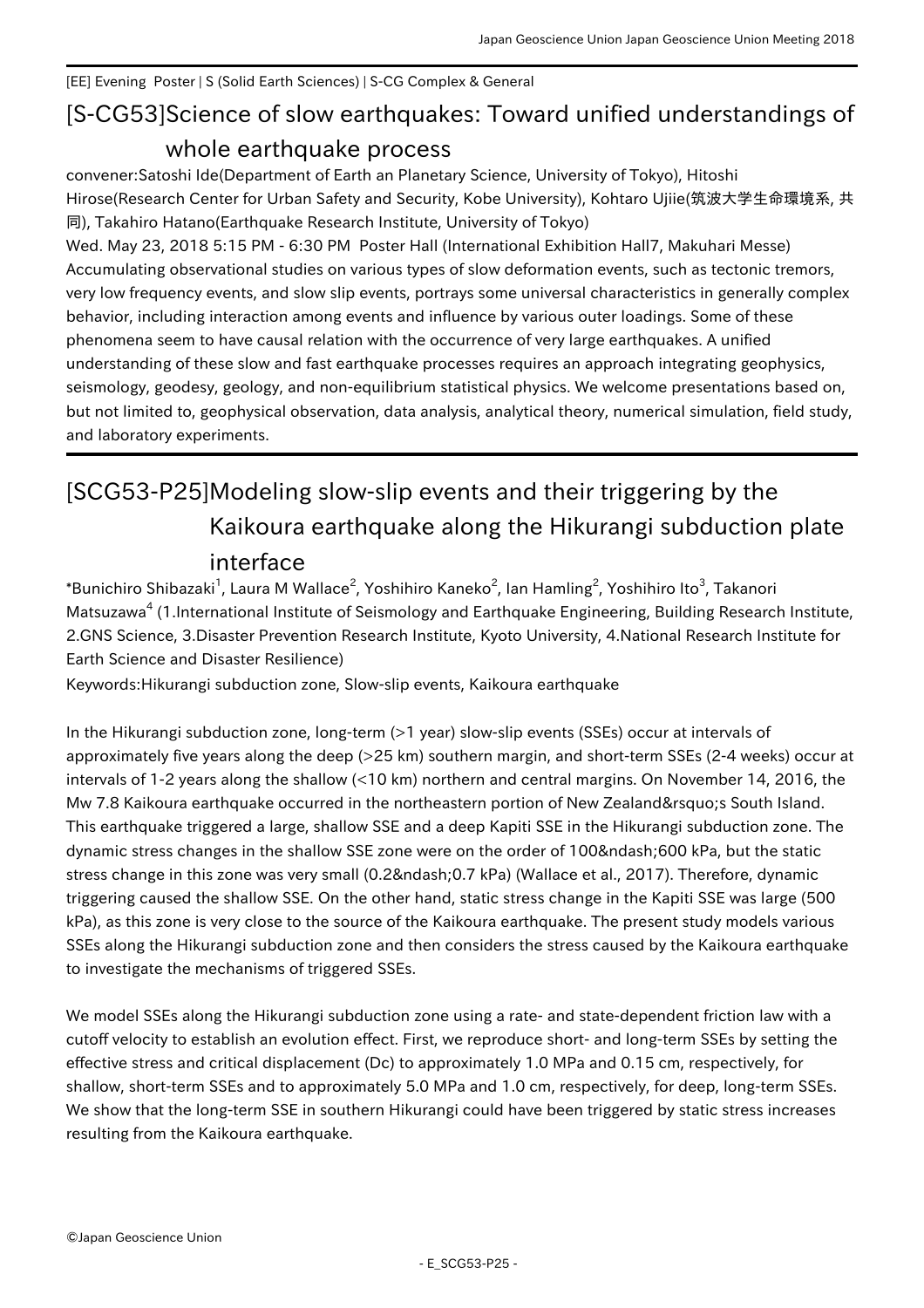[EE] Evening Poster | S (Solid Earth Sciences) | S-CG Complex & General

## [S-CG53]Science of slow earthquakes: Toward unified understandings of whole earthquake process

convener:Satoshi Ide(Department of Earth an Planetary Science, University of Tokyo), Hitoshi Hirose(Research Center for Urban Safety and Security, Kobe University), Kohtaro Ujiie(筑波大学生命環境系, 共同), Takahiro Hatano(Earthquake Research Institute, University of Tokyo)

Wed. May 23, 2018 5:15 PM - 6:30 PM Poster Hall (International Exhibition Hall7, Makuhari Messe)

Accumulating observational studies on various types of slow deformation events, such as tectonic tremors, very low frequency events, and slow slip events, portrays some universal characteristics in generally complex behavior, including interaction among events and influence by various outer loadings. Some of these phenomena seem to have causal relation with the occurrence of very large earthquakes. A unified understanding of these slow and fast earthquake processes requires an approach integrating geophysics, seismology, geodesy, geology, and non-equilibrium statistical physics. We welcome presentations based on, but not limited to, geophysical observation, data analysis, analytical theory, numerical simulation, field study, and laboratory experiments.

---

## [SCG53-P25]Modeling slow-slip events and their triggering by the Kaikoura earthquake along the Hikurangi subduction plate interface

*Bunichiro Shibazaki[1], Laura M Wallace[2], Yoshihiro Kaneko[2], Ian Hamling[2], Yoshihiro Ito[3], Takanori Matsuzawa[4] (1.International Institute of Seismology and Earthquake Engineering, Building Research Institute, 2.GNS Science, 3.Disaster Prevention Research Institute, Kyoto University, 4.National Research Institute for Earth Science and Disaster Resilience)

Keywords:Hikurangi subduction zone, Slow-slip events, Kaikoura earthquake

In the Hikurangi subduction zone, long-term (>1 year) slow-slip events (SSEs) occur at intervals of approximately five years along the deep (>25 km) southern margin, and short-term SSEs (2-4 weeks) occur at intervals of 1-2 years along the shallow (<10 km) northern and central margins. On November 14, 2016, the Mw 7.8 Kaikoura earthquake occurred in the northeastern portion of New Zealand&rsquo;s South Island. This earthquake triggered a large, shallow SSE and a deep Kapiti SSE in the Hikurangi subduction zone. The dynamic stress changes in the shallow SSE zone were on the order of 100&ndash;600 kPa, but the static stress change in this zone was very small (0.2&ndash;0.7 kPa) (Wallace et al., 2017). Therefore, dynamic triggering caused the shallow SSE. On the other hand, static stress change in the Kapiti SSE was large (500 kPa), as this zone is very close to the source of the Kaikoura earthquake. The present study models various SSEs along the Hikurangi subduction zone and then considers the stress caused by the Kaikoura earthquake to investigate the mechanisms of triggered SSEs.

We model SSEs along the Hikurangi subduction zone using a rate- and state-dependent friction law with a cutoff velocity to establish an evolution effect. First, we reproduce short- and long-term SSEs by setting the effective stress and critical displacement (Dc) to approximately 1.0 MPa and 0.15 cm, respectively, for shallow, short-term SSEs and to approximately 5.0 MPa and 1.0 cm, respectively, for deep, long-term SSEs. We show that the long-term SSE in southern Hikurangi could have been triggered by static stress increases resulting from the Kaikoura earthquake.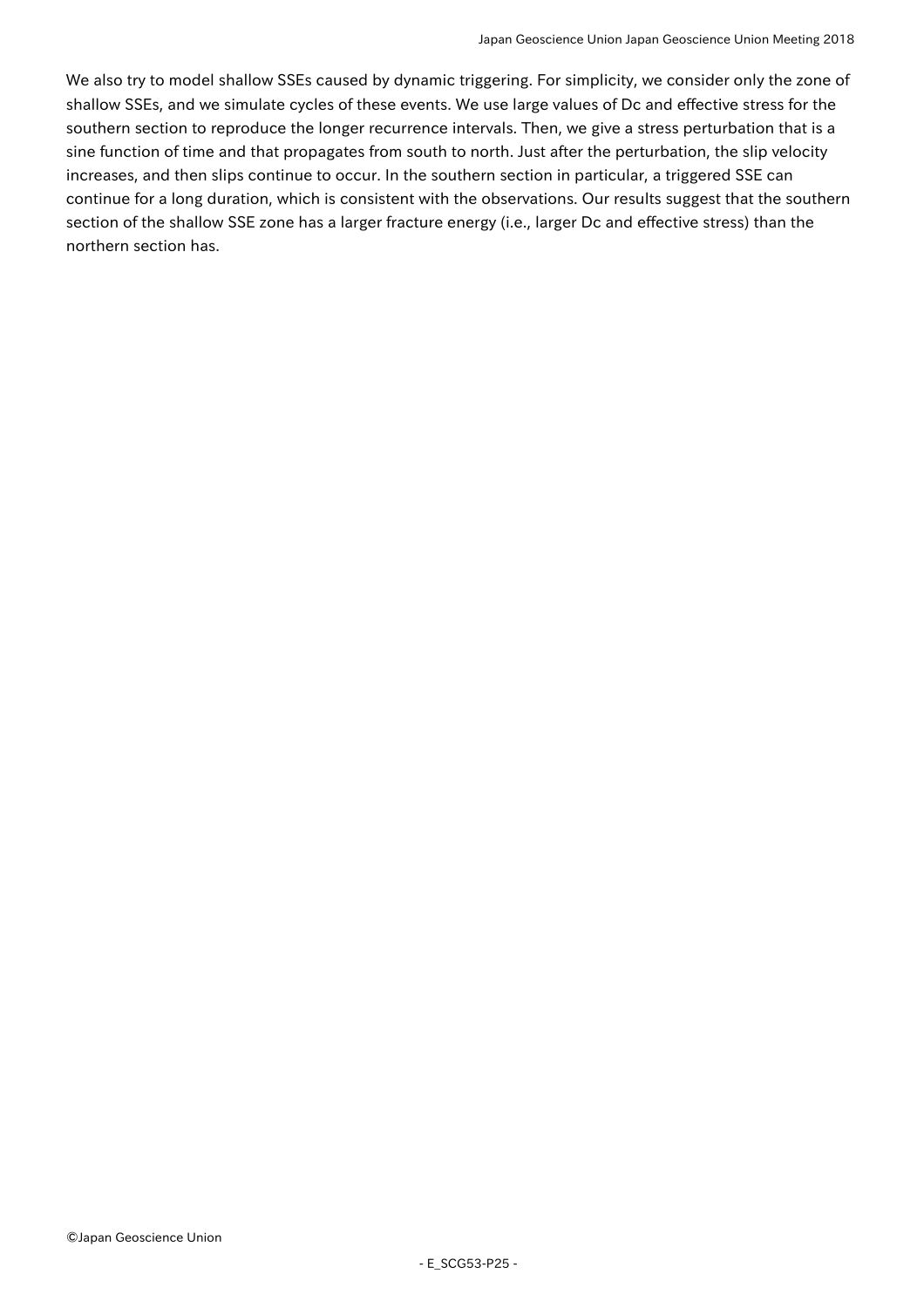We also try to model shallow SSEs caused by dynamic triggering. For simplicity, we consider only the zone of shallow SSEs, and we simulate cycles of these events. We use large values of Dc and effective stress for the southern section to reproduce the longer recurrence intervals. Then, we give a stress perturbation that is a sine function of time and that propagates from south to north. Just after the perturbation, the slip velocity increases, and then slips continue to occur. In the southern section in particular, a triggered SSE can continue for a long duration, which is consistent with the observations. Our results suggest that the southern section of the shallow SSE zone has a larger fracture energy (i.e., larger Dc and effective stress) than the northern section has.